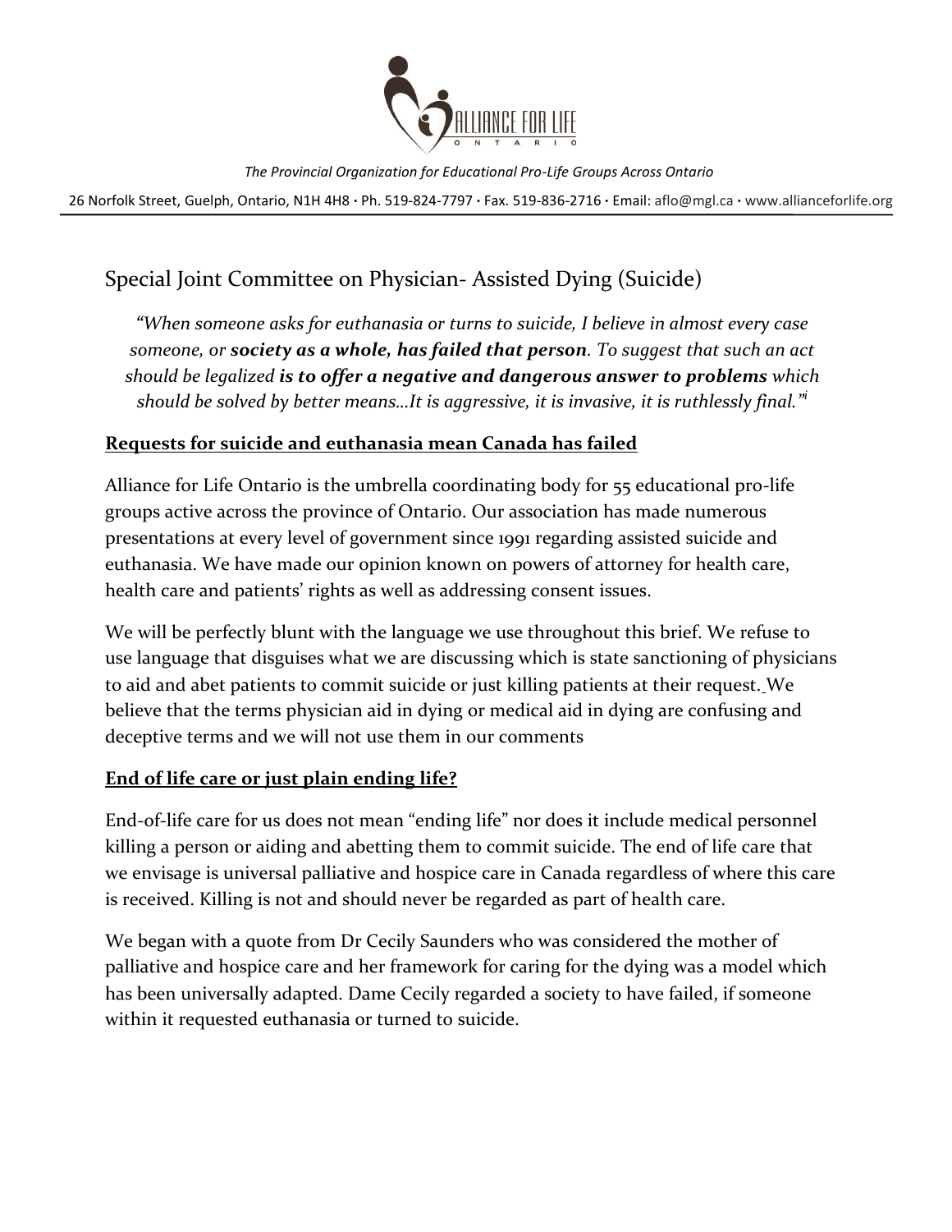ALLIANCE FOR LIFE ONTARIO

*The Provincial Organization for Educational Pro-Life Groups Across Ontario*

26 Norfolk Street, Guelph, Ontario, N1H 4H8 · Ph. 519-824-7797 · Fax. 519-836-2716 · Email: aflo@mgl.ca · www.allianceforlife.org

# Special Joint Committee on Physician- Assisted Dying (Suicide)

*"When someone asks for euthanasia or turns to suicide, I believe in almost every case someone, or **society as a whole, has failed that person**. To suggest that such an act should be legalized **is to offer a negative and dangerous answer to problems** which should be solved by better means…It is aggressive, it is invasive, it is ruthlessly final."*[i]

## Requests for suicide and euthanasia mean Canada has failed

Alliance for Life Ontario is the umbrella coordinating body for 55 educational pro-life groups active across the province of Ontario. Our association has made numerous presentations at every level of government since 1991 regarding assisted suicide and euthanasia. We have made our opinion known on powers of attorney for health care, health care and patients' rights as well as addressing consent issues.

We will be perfectly blunt with the language we use throughout this brief. We refuse to use language that disguises what we are discussing which is state sanctioning of physicians to aid and abet patients to commit suicide or just killing patients at their request. We believe that the terms physician aid in dying or medical aid in dying are confusing and deceptive terms and we will not use them in our comments

## End of life care or just plain ending life?

End-of-life care for us does not mean "ending life" nor does it include medical personnel killing a person or aiding and abetting them to commit suicide. The end of life care that we envisage is universal palliative and hospice care in Canada regardless of where this care is received. Killing is not and should never be regarded as part of health care.

We began with a quote from Dr Cecily Saunders who was considered the mother of palliative and hospice care and her framework for caring for the dying was a model which has been universally adapted. Dame Cecily regarded a society to have failed, if someone within it requested euthanasia or turned to suicide.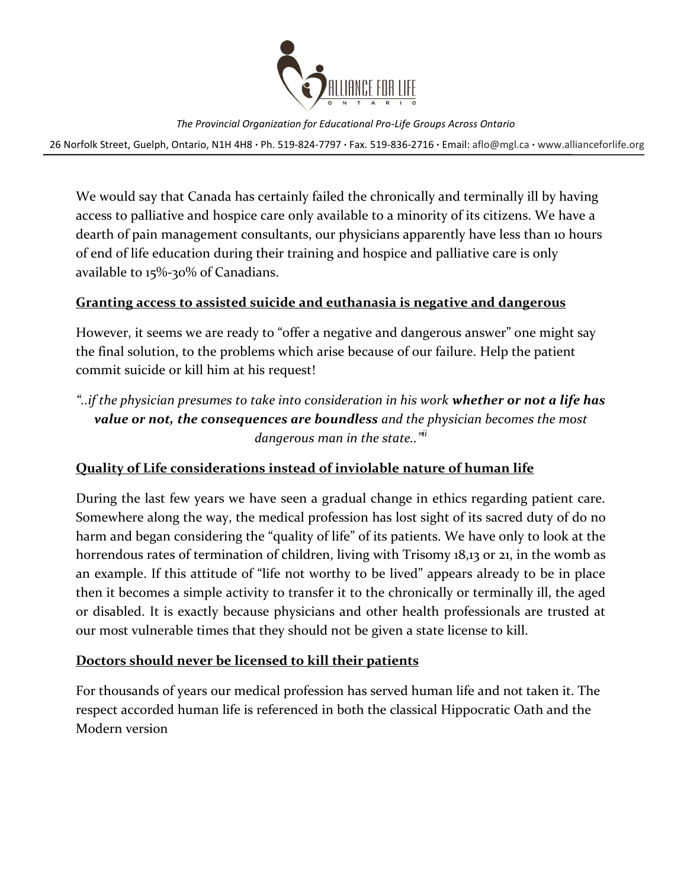We would say that Canada has certainly failed the chronically and terminally ill by having access to palliative and hospice care only available to a minority of its citizens. We have a dearth of pain management consultants, our physicians apparently have less than 10 hours of end of life education during their training and hospice and palliative care is only available to 15%-30% of Canadians.

## Granting access to assisted suicide and euthanasia is negative and dangerous

However, it seems we are ready to "offer a negative and dangerous answer" one might say the final solution, to the problems which arise because of our failure. Help the patient commit suicide or kill him at his request!

*"..if the physician presumes to take into consideration in his work **whether or not a life has value or not, the consequences are boundless** and the physician becomes the most dangerous man in the state.."*[ii]

## Quality of Life considerations instead of inviolable nature of human life

During the last few years we have seen a gradual change in ethics regarding patient care. Somewhere along the way, the medical profession has lost sight of its sacred duty of do no harm and began considering the "quality of life" of its patients. We have only to look at the horrendous rates of termination of children, living with Trisomy 18,13 or 21, in the womb as an example. If this attitude of "life not worthy to be lived" appears already to be in place then it becomes a simple activity to transfer it to the chronically or terminally ill, the aged or disabled. It is exactly because physicians and other health professionals are trusted at our most vulnerable times that they should not be given a state license to kill.

## Doctors should never be licensed to kill their patients

For thousands of years our medical profession has served human life and not taken it. The respect accorded human life is referenced in both the classical Hippocratic Oath and the Modern version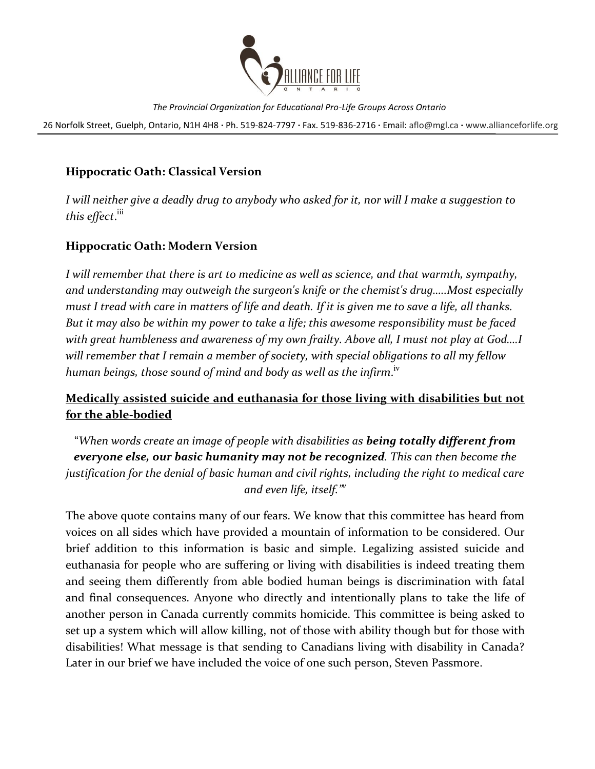**Hippocratic Oath: Classical Version**

*I will neither give a deadly drug to anybody who asked for it, nor will I make a suggestion to this effect*.[iii]

**Hippocratic Oath: Modern Version**

*I will remember that there is art to medicine as well as science, and that warmth, sympathy, and understanding may outweigh the surgeon's knife or the chemist's drug.....Most especially must I tread with care in matters of life and death. If it is given me to save a life, all thanks. But it may also be within my power to take a life; this awesome responsibility must be faced with great humbleness and awareness of my own frailty. Above all, I must not play at God....I will remember that I remain a member of society, with special obligations to all my fellow human beings, those sound of mind and body as well as the infirm*.[iv]

**Medically assisted suicide and euthanasia for those living with disabilities but not for the able-bodied**

*"When words create an image of people with disabilities as* ***being totally different from everyone else, our basic humanity may not be recognized****. This can then become the justification for the denial of basic human and civil rights, including the right to medical care and even life, itself."*[v]

The above quote contains many of our fears. We know that this committee has heard from voices on all sides which have provided a mountain of information to be considered. Our brief addition to this information is basic and simple. Legalizing assisted suicide and euthanasia for people who are suffering or living with disabilities is indeed treating them and seeing them differently from able bodied human beings is discrimination with fatal and final consequences. Anyone who directly and intentionally plans to take the life of another person in Canada currently commits homicide. This committee is being asked to set up a system which will allow killing, not of those with ability though but for those with disabilities! What message is that sending to Canadians living with disability in Canada? Later in our brief we have included the voice of one such person, Steven Passmore.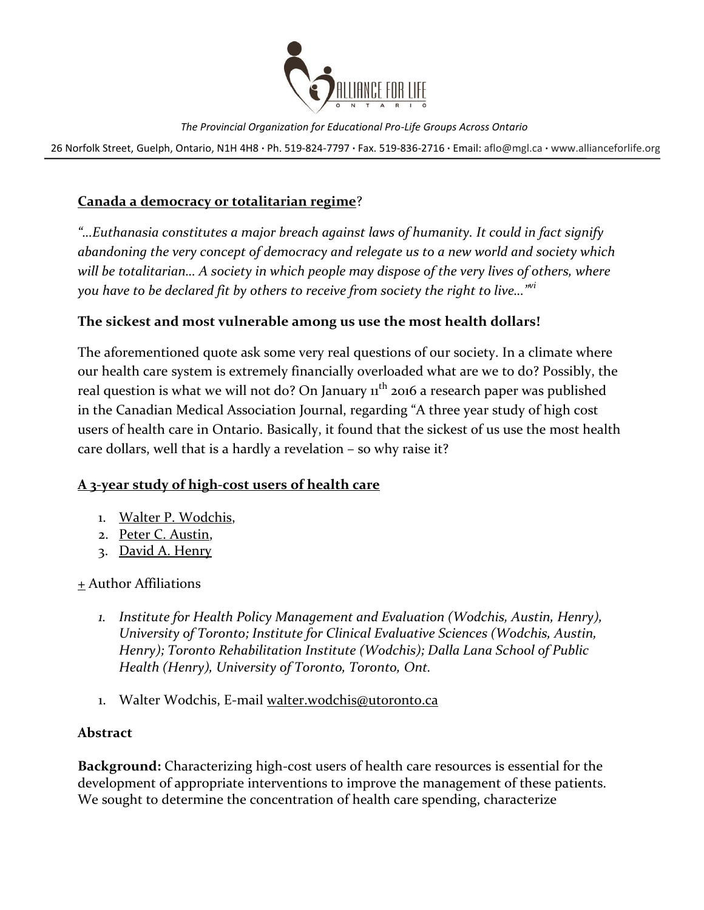ALLIANCE FOR LIFE ONTARIO

*The Provincial Organization for Educational Pro-Life Groups Across Ontario*

26 Norfolk Street, Guelph, Ontario, N1H 4H8 · Ph. 519-824-7797 · Fax. 519-836-2716 · Email: aflo@mgl.ca · www.allianceforlife.org

**Canada a democracy or totalitarian regime**?

*"…Euthanasia constitutes a major breach against laws of humanity. It could in fact signify abandoning the very concept of democracy and relegate us to a new world and society which will be totalitarian… A society in which people may dispose of the very lives of others, where you have to be declared fit by others to receive from society the right to live…"*[vi]

**The sickest and most vulnerable among us use the most health dollars!**

The aforementioned quote ask some very real questions of our society. In a climate where our health care system is extremely financially overloaded what are we to do? Possibly, the real question is what we will not do? On January 11th 2016 a research paper was published in the Canadian Medical Association Journal, regarding "A three year study of high cost users of health care in Ontario. Basically, it found that the sickest of us use the most health care dollars, well that is a hardly a revelation – so why raise it?

**A 3-year study of high-cost users of health care**

1. Walter P. Wodchis,
2. Peter C. Austin,
3. David A. Henry

+ Author Affiliations

1. *Institute for Health Policy Management and Evaluation (Wodchis, Austin, Henry), University of Toronto; Institute for Clinical Evaluative Sciences (Wodchis, Austin, Henry); Toronto Rehabilitation Institute (Wodchis); Dalla Lana School of Public Health (Henry), University of Toronto, Toronto, Ont.*

1. Walter Wodchis, E-mail walter.wodchis@utoronto.ca

**Abstract**

**Background:** Characterizing high-cost users of health care resources is essential for the development of appropriate interventions to improve the management of these patients. We sought to determine the concentration of health care spending, characterize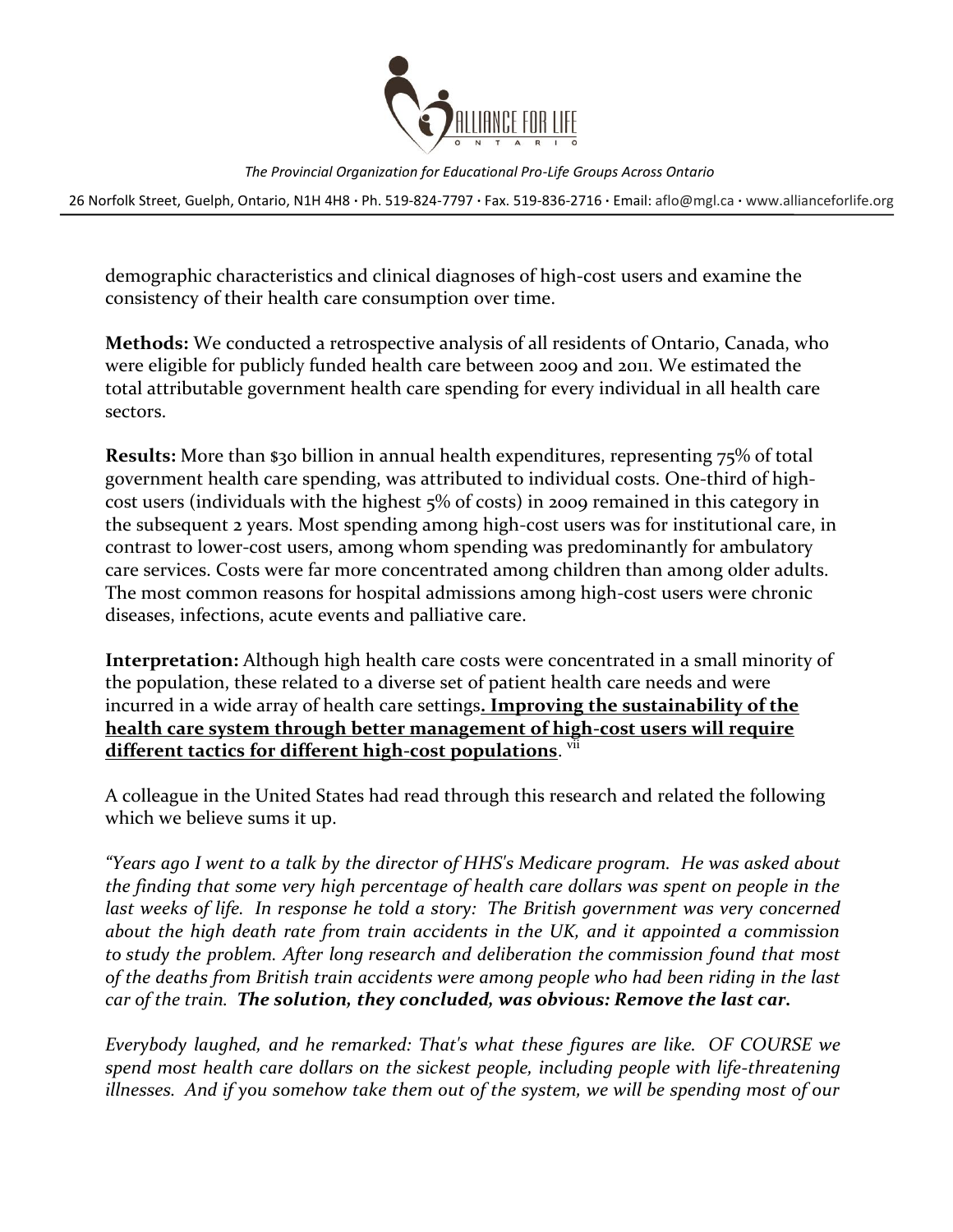demographic characteristics and clinical diagnoses of high-cost users and examine the consistency of their health care consumption over time.

**Methods:** We conducted a retrospective analysis of all residents of Ontario, Canada, who were eligible for publicly funded health care between 2009 and 2011. We estimated the total attributable government health care spending for every individual in all health care sectors.

**Results:** More than $30 billion in annual health expenditures, representing 75% of total government health care spending, was attributed to individual costs. One-third of high-cost users (individuals with the highest 5% of costs) in 2009 remained in this category in the subsequent 2 years. Most spending among high-cost users was for institutional care, in contrast to lower-cost users, among whom spending was predominantly for ambulatory care services. Costs were far more concentrated among children than among older adults. The most common reasons for hospital admissions among high-cost users were chronic diseases, infections, acute events and palliative care.

**Interpretation:** Although high health care costs were concentrated in a small minority of the population, these related to a diverse set of patient health care needs and were incurred in a wide array of health care settings**. <u>Improving the sustainability of the health care system through better management of high-cost users will require different tactics for different high-cost populations</u>**. [vii]

A colleague in the United States had read through this research and related the following which we believe sums it up.

*"Years ago I went to a talk by the director of HHS's Medicare program. He was asked about the finding that some very high percentage of health care dollars was spent on people in the last weeks of life. In response he told a story: The British government was very concerned about the high death rate from train accidents in the UK, and it appointed a commission to study the problem. After long research and deliberation the commission found that most of the deaths from British train accidents were among people who had been riding in the last car of the train.* ***The solution, they concluded, was obvious: Remove the last car.***

*Everybody laughed, and he remarked: That's what these figures are like. OF COURSE we spend most health care dollars on the sickest people, including people with life-threatening illnesses. And if you somehow take them out of the system, we will be spending most of our*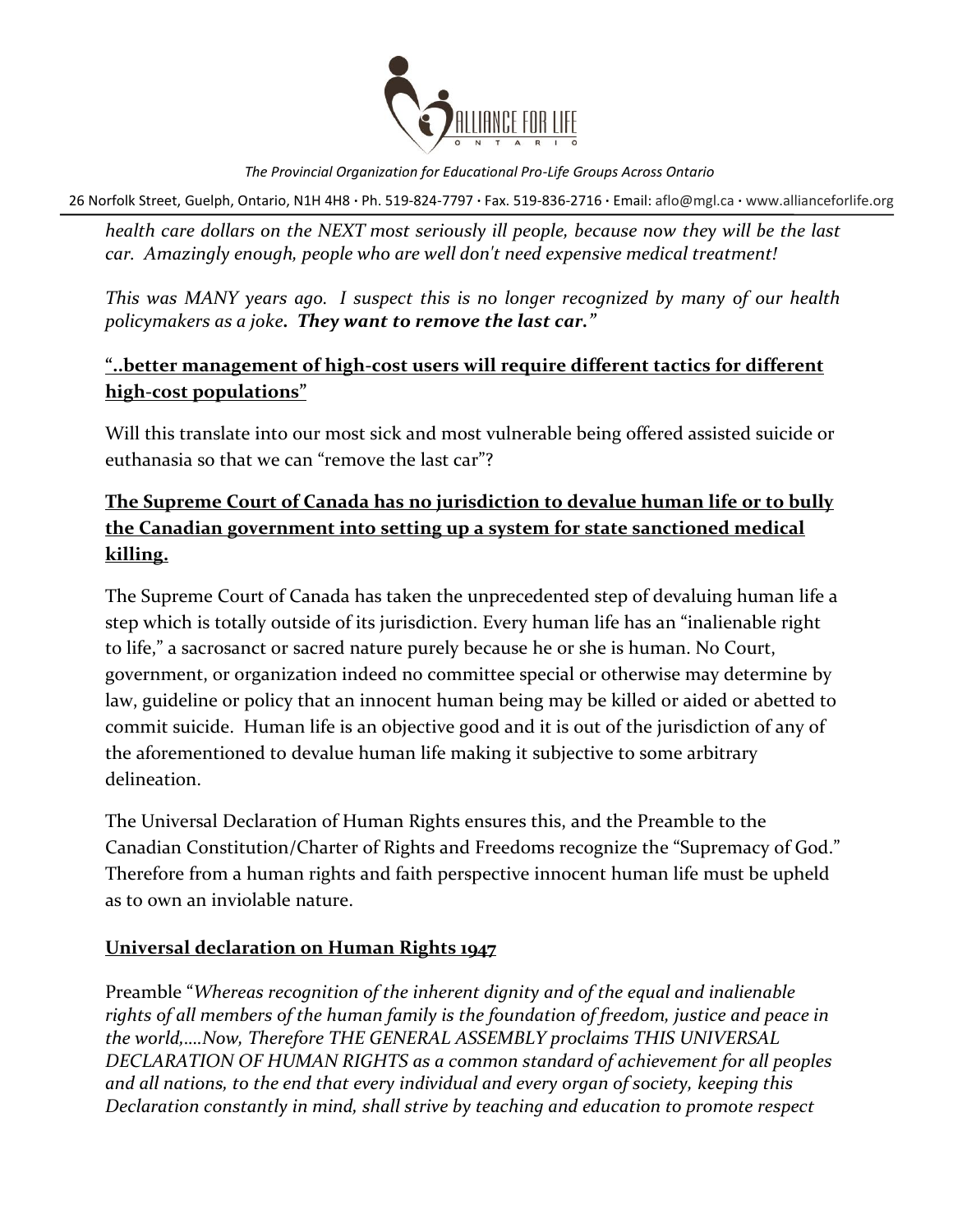*health care dollars on the NEXT most seriously ill people, because now they will be the last car. Amazingly enough, people who are well don't need expensive medical treatment!*

*This was MANY years ago. I suspect this is no longer recognized by many of our health policymakers as a joke.* ***They want to remove the last car."***

**"..better management of high-cost users will require different tactics for different high-cost populations"**

Will this translate into our most sick and most vulnerable being offered assisted suicide or euthanasia so that we can "remove the last car"?

**The Supreme Court of Canada has no jurisdiction to devalue human life or to bully the Canadian government into setting up a system for state sanctioned medical killing.**

The Supreme Court of Canada has taken the unprecedented step of devaluing human life a step which is totally outside of its jurisdiction. Every human life has an "inalienable right to life," a sacrosanct or sacred nature purely because he or she is human. No Court, government, or organization indeed no committee special or otherwise may determine by law, guideline or policy that an innocent human being may be killed or aided or abetted to commit suicide. Human life is an objective good and it is out of the jurisdiction of any of the aforementioned to devalue human life making it subjective to some arbitrary delineation.

The Universal Declaration of Human Rights ensures this, and the Preamble to the Canadian Constitution/Charter of Rights and Freedoms recognize the "Supremacy of God." Therefore from a human rights and faith perspective innocent human life must be upheld as to own an inviolable nature.

**Universal declaration on Human Rights 1947**

Preamble "*Whereas recognition of the inherent dignity and of the equal and inalienable rights of all members of the human family is the foundation of freedom, justice and peace in the world,....Now, Therefore THE GENERAL ASSEMBLY proclaims THIS UNIVERSAL DECLARATION OF HUMAN RIGHTS as a common standard of achievement for all peoples and all nations, to the end that every individual and every organ of society, keeping this Declaration constantly in mind, shall strive by teaching and education to promote respect*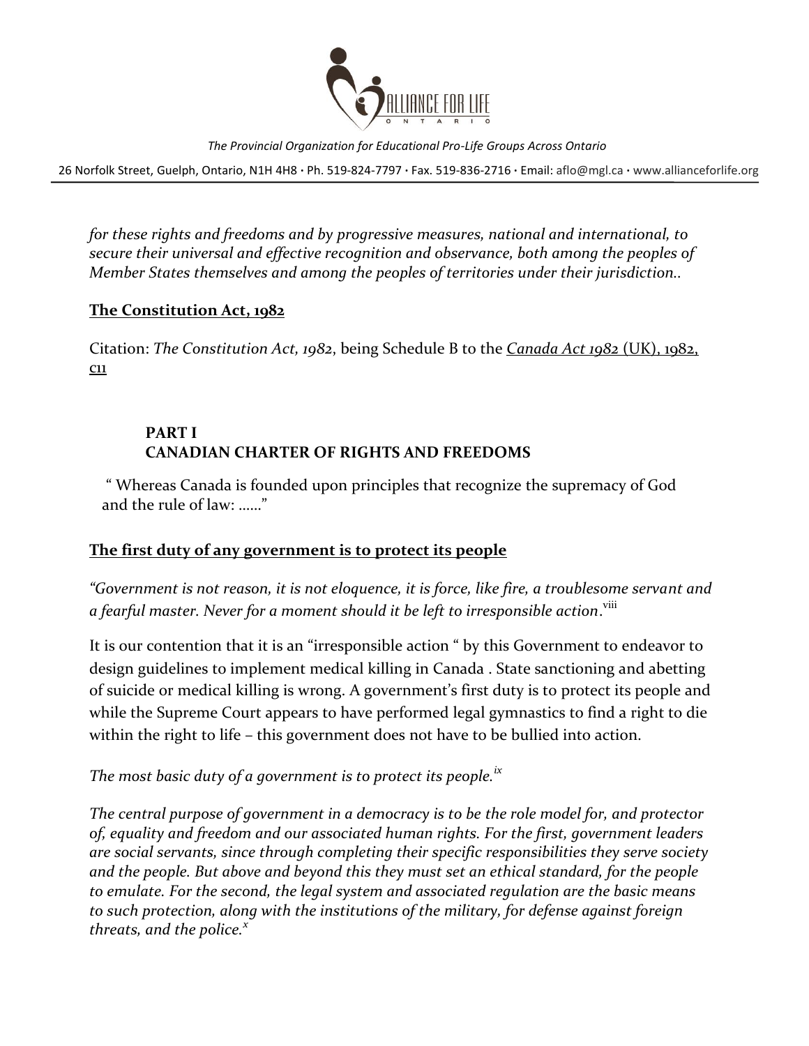*for these rights and freedoms and by progressive measures, national and international, to secure their universal and effective recognition and observance, both among the peoples of Member States themselves and among the peoples of territories under their jurisdiction..*

**The Constitution Act, 1982**

Citation: *The Constitution Act, 1982*, being Schedule B to the *Canada Act 1982* (UK), 1982, c11

**PART I**
**CANADIAN CHARTER OF RIGHTS AND FREEDOMS**

" Whereas Canada is founded upon principles that recognize the supremacy of God and the rule of law: ……"

**The first duty of any government is to protect its people**

*"Government is not reason, it is not eloquence, it is force, like fire, a troublesome servant and a fearful master. Never for a moment should it be left to irresponsible action*.[viii]

It is our contention that it is an "irresponsible action " by this Government to endeavor to design guidelines to implement medical killing in Canada . State sanctioning and abetting of suicide or medical killing is wrong. A government's first duty is to protect its people and while the Supreme Court appears to have performed legal gymnastics to find a right to die within the right to life – this government does not have to be bullied into action.

*The most basic duty of a government is to protect its people.*[ix]

*The central purpose of government in a democracy is to be the role model for, and protector of, equality and freedom and our associated human rights. For the first, government leaders are social servants, since through completing their specific responsibilities they serve society and the people. But above and beyond this they must set an ethical standard, for the people to emulate. For the second, the legal system and associated regulation are the basic means to such protection, along with the institutions of the military, for defense against foreign threats, and the police.*[x]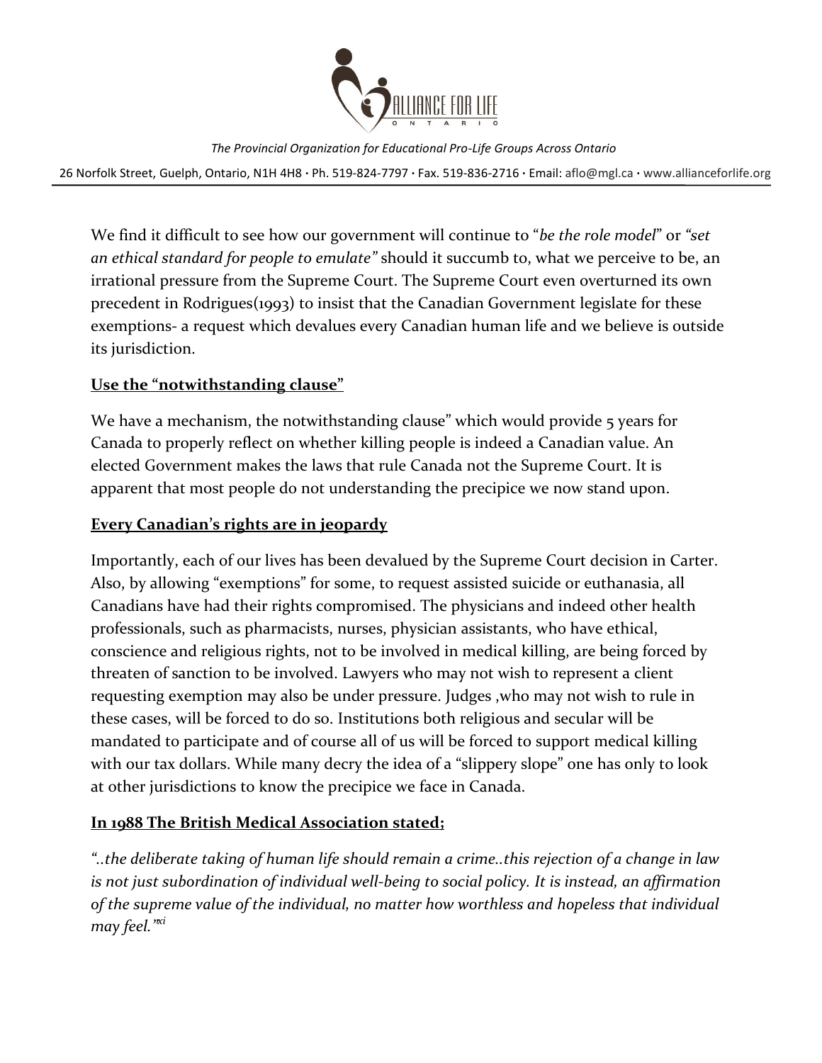We find it difficult to see how our government will continue to "*be the role model*" or *"set an ethical standard for people to emulate"* should it succumb to, what we perceive to be, an irrational pressure from the Supreme Court. The Supreme Court even overturned its own precedent in Rodrigues(1993) to insist that the Canadian Government legislate for these exemptions- a request which devalues every Canadian human life and we believe is outside its jurisdiction.

**Use the "notwithstanding clause"**

We have a mechanism, the notwithstanding clause" which would provide 5 years for Canada to properly reflect on whether killing people is indeed a Canadian value. An elected Government makes the laws that rule Canada not the Supreme Court. It is apparent that most people do not understanding the precipice we now stand upon.

**Every Canadian's rights are in jeopardy**

Importantly, each of our lives has been devalued by the Supreme Court decision in Carter. Also, by allowing "exemptions" for some, to request assisted suicide or euthanasia, all Canadians have had their rights compromised. The physicians and indeed other health professionals, such as pharmacists, nurses, physician assistants, who have ethical, conscience and religious rights, not to be involved in medical killing, are being forced by threaten of sanction to be involved. Lawyers who may not wish to represent a client requesting exemption may also be under pressure. Judges ,who may not wish to rule in these cases, will be forced to do so. Institutions both religious and secular will be mandated to participate and of course all of us will be forced to support medical killing with our tax dollars. While many decry the idea of a "slippery slope" one has only to look at other jurisdictions to know the precipice we face in Canada.

**In 1988 The British Medical Association stated;**

*"..the deliberate taking of human life should remain a crime..this rejection of a change in law is not just subordination of individual well-being to social policy. It is instead, an affirmation of the supreme value of the individual, no matter how worthless and hopeless that individual may feel."*[xi]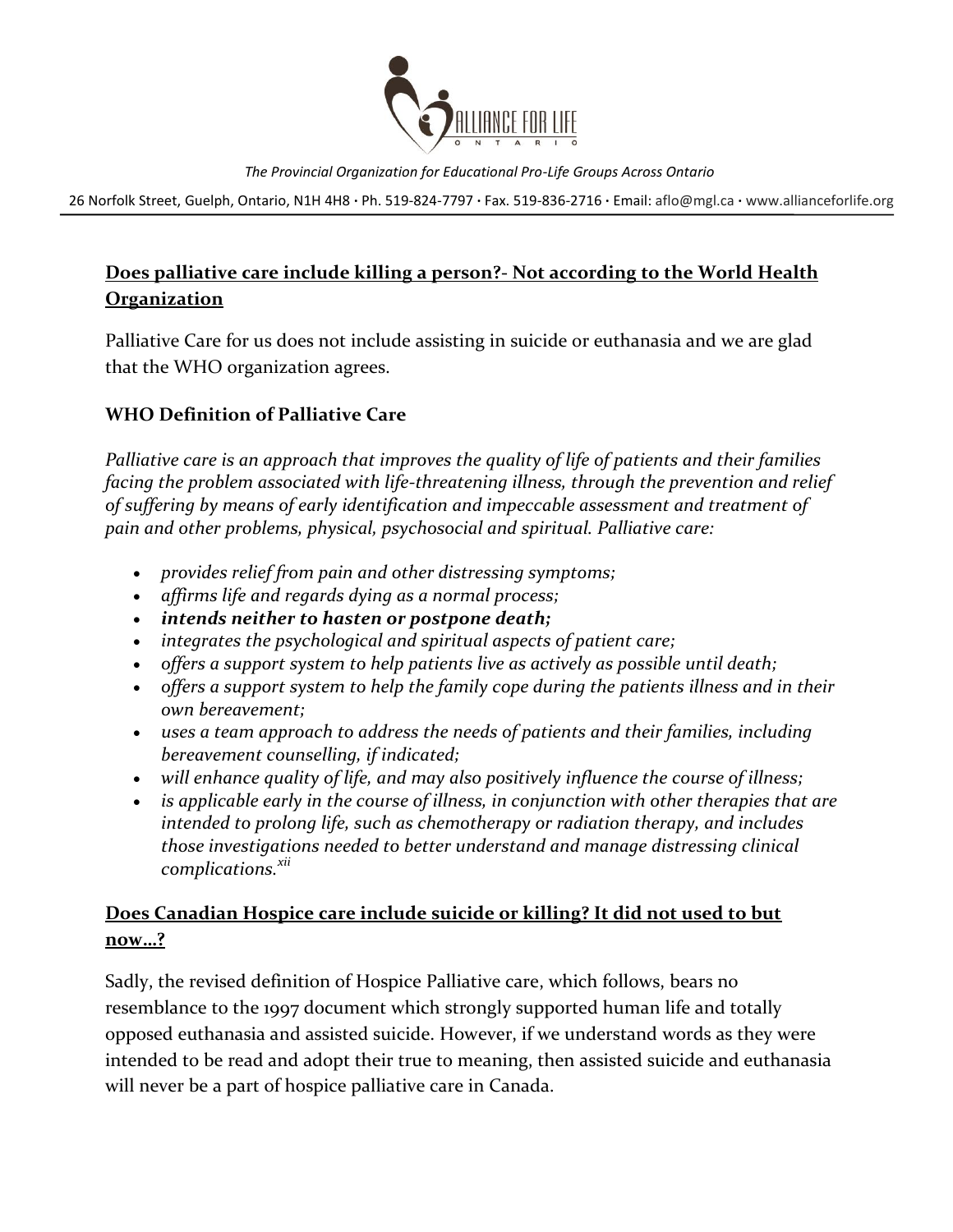The Provincial Organization for Educational Pro-Life Groups Across Ontario

26 Norfolk Street, Guelph, Ontario, N1H 4H8 · Ph. 519-824-7797 · Fax. 519-836-2716 · Email: aflo@mgl.ca · www.allianceforlife.org

## Does palliative care include killing a person?- Not according to the World Health Organization

Palliative Care for us does not include assisting in suicide or euthanasia and we are glad that the WHO organization agrees.

### WHO Definition of Palliative Care

*Palliative care is an approach that improves the quality of life of patients and their families facing the problem associated with life-threatening illness, through the prevention and relief of suffering by means of early identification and impeccable assessment and treatment of pain and other problems, physical, psychosocial and spiritual. Palliative care:*

- *provides relief from pain and other distressing symptoms;*
- *affirms life and regards dying as a normal process;*
- ***intends neither to hasten or postpone death;***
- *integrates the psychological and spiritual aspects of patient care;*
- *offers a support system to help patients live as actively as possible until death;*
- *offers a support system to help the family cope during the patients illness and in their own bereavement;*
- *uses a team approach to address the needs of patients and their families, including bereavement counselling, if indicated;*
- *will enhance quality of life, and may also positively influence the course of illness;*
- *is applicable early in the course of illness, in conjunction with other therapies that are intended to prolong life, such as chemotherapy or radiation therapy, and includes those investigations needed to better understand and manage distressing clinical complications.*[xii]

## Does Canadian Hospice care include suicide or killing? It did not used to but now…?

Sadly, the revised definition of Hospice Palliative care, which follows, bears no resemblance to the 1997 document which strongly supported human life and totally opposed euthanasia and assisted suicide. However, if we understand words as they were intended to be read and adopt their true to meaning, then assisted suicide and euthanasia will never be a part of hospice palliative care in Canada.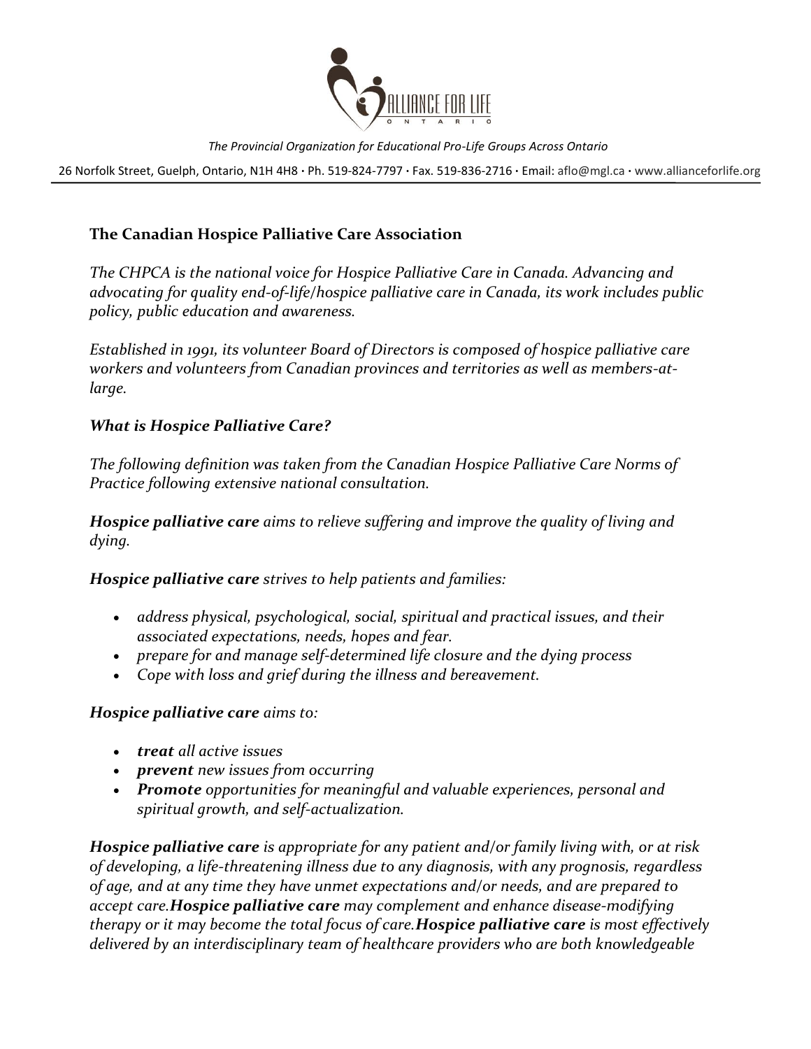*The Provincial Organization for Educational Pro-Life Groups Across Ontario*

26 Norfolk Street, Guelph, Ontario, N1H 4H8 · Ph. 519-824-7797 · Fax. 519-836-2716 · Email: aflo@mgl.ca · www.allianceforlife.org

## The Canadian Hospice Palliative Care Association

*The CHPCA is the national voice for Hospice Palliative Care in Canada. Advancing and advocating for quality end-of-life/hospice palliative care in Canada, its work includes public policy, public education and awareness.*

*Established in 1991, its volunteer Board of Directors is composed of hospice palliative care workers and volunteers from Canadian provinces and territories as well as members-at-large.*

### *What is Hospice Palliative Care?*

*The following definition was taken from the Canadian Hospice Palliative Care Norms of Practice following extensive national consultation.*

***Hospice palliative care*** *aims to relieve suffering and improve the quality of living and dying.*

***Hospice palliative care*** *strives to help patients and families:*

- *address physical, psychological, social, spiritual and practical issues, and their associated expectations, needs, hopes and fear.*
- *prepare for and manage self-determined life closure and the dying process*
- *Cope with loss and grief during the illness and bereavement.*

***Hospice palliative care*** *aims to:*

- ***treat*** *all active issues*
- ***prevent*** *new issues from occurring*
- ***Promote*** *opportunities for meaningful and valuable experiences, personal and spiritual growth, and self-actualization.*

***Hospice palliative care*** *is appropriate for any patient and/or family living with, or at risk of developing, a life-threatening illness due to any diagnosis, with any prognosis, regardless of age, and at any time they have unmet expectations and/or needs, and are prepared to accept care.* ***Hospice palliative care*** *may complement and enhance disease-modifying therapy or it may become the total focus of care.* ***Hospice palliative care*** *is most effectively delivered by an interdisciplinary team of healthcare providers who are both knowledgeable*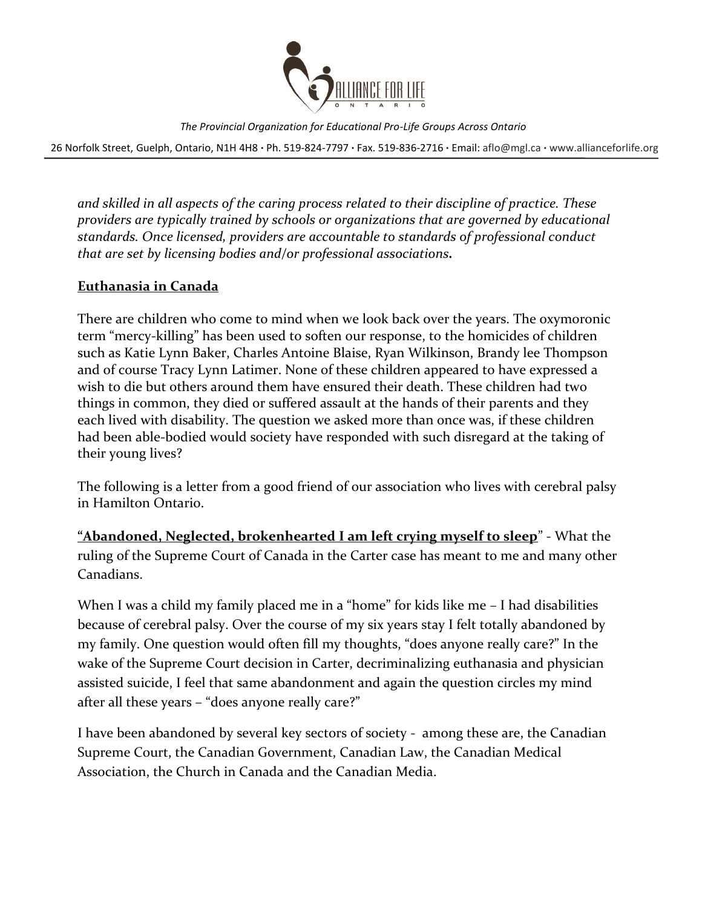*and skilled in all aspects of the caring process related to their discipline of practice. These providers are typically trained by schools or organizations that are governed by educational standards. Once licensed, providers are accountable to standards of professional conduct that are set by licensing bodies and/or professional associations***.**

## **Euthanasia in Canada**

There are children who come to mind when we look back over the years. The oxymoronic term "mercy-killing" has been used to soften our response, to the homicides of children such as Katie Lynn Baker, Charles Antoine Blaise, Ryan Wilkinson, Brandy lee Thompson and of course Tracy Lynn Latimer. None of these children appeared to have expressed a wish to die but others around them have ensured their death. These children had two things in common, they died or suffered assault at the hands of their parents and they each lived with disability. The question we asked more than once was, if these children had been able-bodied would society have responded with such disregard at the taking of their young lives?

The following is a letter from a good friend of our association who lives with cerebral palsy in Hamilton Ontario.

**"Abandoned, Neglected, brokenhearted I am left crying myself to sleep**" - What the ruling of the Supreme Court of Canada in the Carter case has meant to me and many other Canadians.

When I was a child my family placed me in a "home" for kids like me – I had disabilities because of cerebral palsy. Over the course of my six years stay I felt totally abandoned by my family. One question would often fill my thoughts, "does anyone really care?" In the wake of the Supreme Court decision in Carter, decriminalizing euthanasia and physician assisted suicide, I feel that same abandonment and again the question circles my mind after all these years – "does anyone really care?"

I have been abandoned by several key sectors of society - among these are, the Canadian Supreme Court, the Canadian Government, Canadian Law, the Canadian Medical Association, the Church in Canada and the Canadian Media.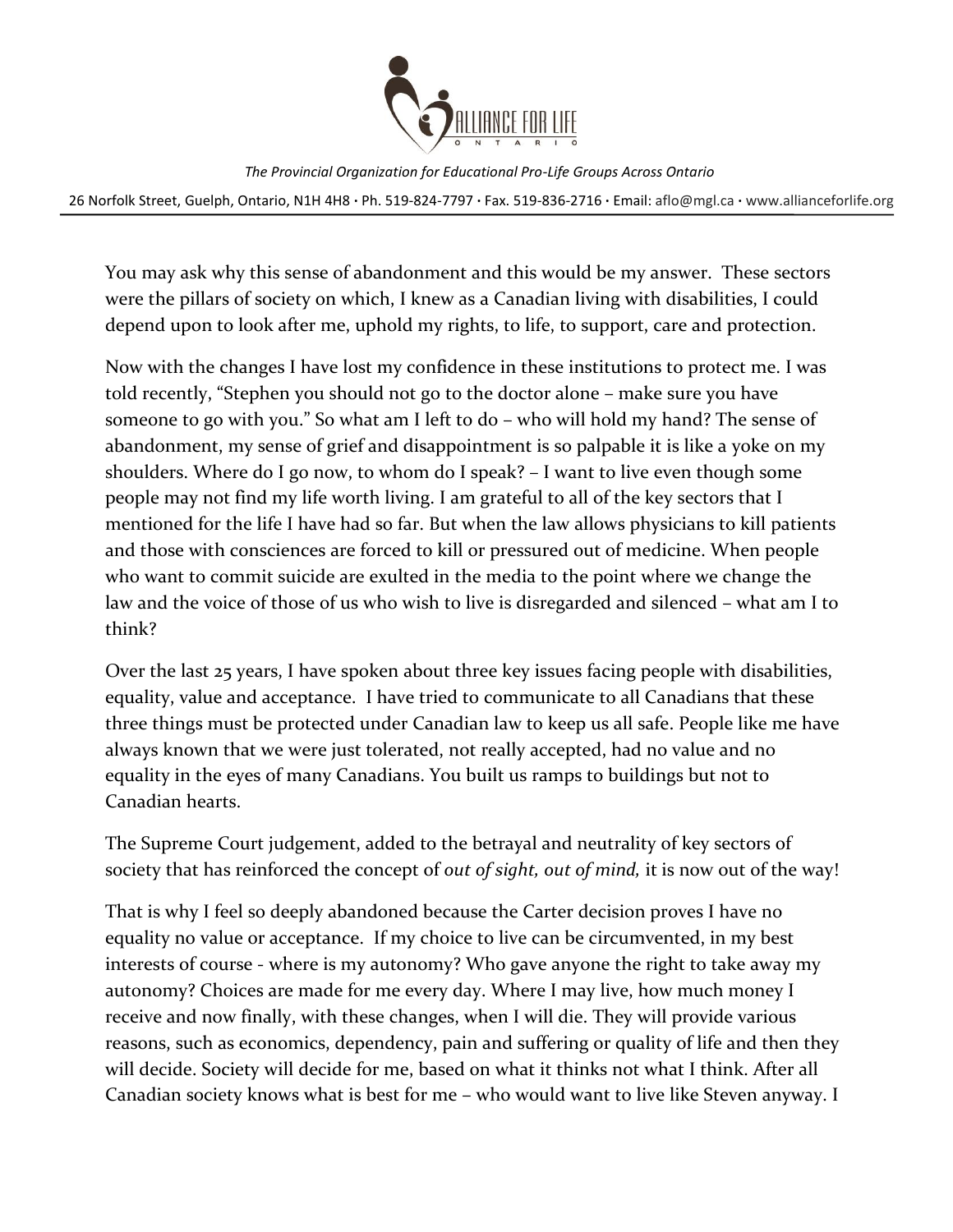You may ask why this sense of abandonment and this would be my answer. These sectors were the pillars of society on which, I knew as a Canadian living with disabilities, I could depend upon to look after me, uphold my rights, to life, to support, care and protection.

Now with the changes I have lost my confidence in these institutions to protect me. I was told recently, "Stephen you should not go to the doctor alone – make sure you have someone to go with you." So what am I left to do – who will hold my hand? The sense of abandonment, my sense of grief and disappointment is so palpable it is like a yoke on my shoulders. Where do I go now, to whom do I speak? – I want to live even though some people may not find my life worth living. I am grateful to all of the key sectors that I mentioned for the life I have had so far. But when the law allows physicians to kill patients and those with consciences are forced to kill or pressured out of medicine. When people who want to commit suicide are exulted in the media to the point where we change the law and the voice of those of us who wish to live is disregarded and silenced – what am I to think?

Over the last 25 years, I have spoken about three key issues facing people with disabilities, equality, value and acceptance. I have tried to communicate to all Canadians that these three things must be protected under Canadian law to keep us all safe. People like me have always known that we were just tolerated, not really accepted, had no value and no equality in the eyes of many Canadians. You built us ramps to buildings but not to Canadian hearts.

The Supreme Court judgement, added to the betrayal and neutrality of key sectors of society that has reinforced the concept of *out of sight, out of mind,* it is now out of the way!

That is why I feel so deeply abandoned because the Carter decision proves I have no equality no value or acceptance. If my choice to live can be circumvented, in my best interests of course - where is my autonomy? Who gave anyone the right to take away my autonomy? Choices are made for me every day. Where I may live, how much money I receive and now finally, with these changes, when I will die. They will provide various reasons, such as economics, dependency, pain and suffering or quality of life and then they will decide. Society will decide for me, based on what it thinks not what I think. After all Canadian society knows what is best for me – who would want to live like Steven anyway. I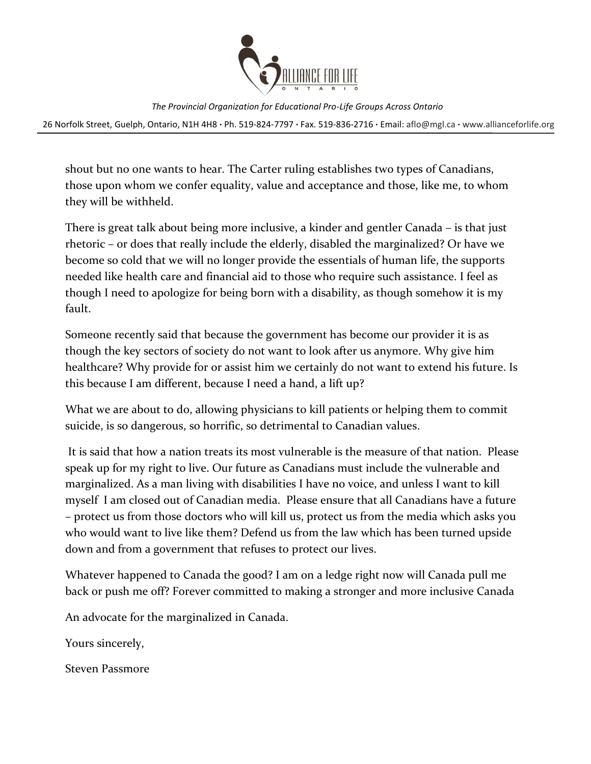*The Provincial Organization for Educational Pro-Life Groups Across Ontario*

26 Norfolk Street, Guelph, Ontario, N1H 4H8 · Ph. 519-824-7797 · Fax. 519-836-2716 · Email: aflo@mgl.ca · www.allianceforlife.org

shout but no one wants to hear. The Carter ruling establishes two types of Canadians, those upon whom we confer equality, value and acceptance and those, like me, to whom they will be withheld.

There is great talk about being more inclusive, a kinder and gentler Canada – is that just rhetoric – or does that really include the elderly, disabled the marginalized? Or have we become so cold that we will no longer provide the essentials of human life, the supports needed like health care and financial aid to those who require such assistance. I feel as though I need to apologize for being born with a disability, as though somehow it is my fault.

Someone recently said that because the government has become our provider it is as though the key sectors of society do not want to look after us anymore. Why give him healthcare? Why provide for or assist him we certainly do not want to extend his future. Is this because I am different, because I need a hand, a lift up?

What we are about to do, allowing physicians to kill patients or helping them to commit suicide, is so dangerous, so horrific, so detrimental to Canadian values.

It is said that how a nation treats its most vulnerable is the measure of that nation. Please speak up for my right to live. Our future as Canadians must include the vulnerable and marginalized. As a man living with disabilities I have no voice, and unless I want to kill myself I am closed out of Canadian media. Please ensure that all Canadians have a future – protect us from those doctors who will kill us, protect us from the media which asks you who would want to live like them? Defend us from the law which has been turned upside down and from a government that refuses to protect our lives.

Whatever happened to Canada the good? I am on a ledge right now will Canada pull me back or push me off? Forever committed to making a stronger and more inclusive Canada

An advocate for the marginalized in Canada.

Yours sincerely,

Steven Passmore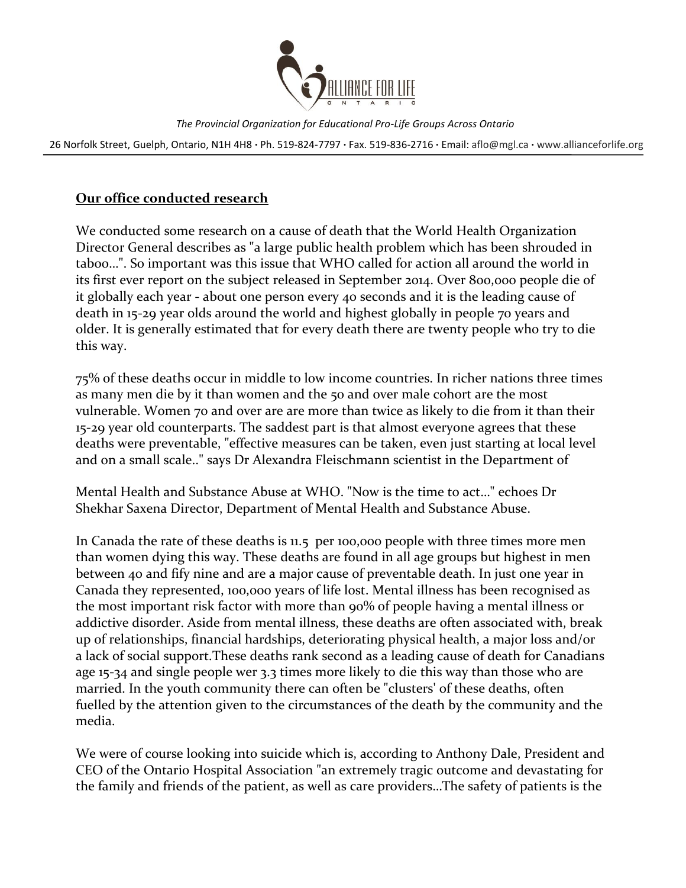ALLIANCE FOR LIFE ONTARIO

*The Provincial Organization for Educational Pro-Life Groups Across Ontario*

26 Norfolk Street, Guelph, Ontario, N1H 4H8 · Ph. 519-824-7797 · Fax. 519-836-2716 · Email: aflo@mgl.ca · www.allianceforlife.org

**Our office conducted research**

We conducted some research on a cause of death that the World Health Organization Director General describes as "a large public health problem which has been shrouded in taboo...". So important was this issue that WHO called for action all around the world in its first ever report on the subject released in September 2014. Over 800,000 people die of it globally each year - about one person every 40 seconds and it is the leading cause of death in 15-29 year olds around the world and highest globally in people 70 years and older. It is generally estimated that for every death there are twenty people who try to die this way.

75% of these deaths occur in middle to low income countries. In richer nations three times as many men die by it than women and the 50 and over male cohort are the most vulnerable. Women 70 and over are are more than twice as likely to die from it than their 15-29 year old counterparts. The saddest part is that almost everyone agrees that these deaths were preventable, "effective measures can be taken, even just starting at local level and on a small scale.." says Dr Alexandra Fleischmann scientist in the Department of Mental Health and Substance Abuse at WHO. "Now is the time to act..." echoes Dr Shekhar Saxena Director, Department of Mental Health and Substance Abuse.

In Canada the rate of these deaths is 11.5 per 100,000 people with three times more men than women dying this way. These deaths are found in all age groups but highest in men between 40 and fify nine and are a major cause of preventable death. In just one year in Canada they represented, 100,000 years of life lost. Mental illness has been recognised as the most important risk factor with more than 90% of people having a mental illness or addictive disorder. Aside from mental illness, these deaths are often associated with, break up of relationships, financial hardships, deteriorating physical health, a major loss and/or a lack of social support.These deaths rank second as a leading cause of death for Canadians age 15-34 and single people wer 3.3 times more likely to die this way than those who are married. In the youth community there can often be "clusters' of these deaths, often fuelled by the attention given to the circumstances of the death by the community and the media.

We were of course looking into suicide which is, according to Anthony Dale, President and CEO of the Ontario Hospital Association "an extremely tragic outcome and devastating for the family and friends of the patient, as well as care providers...The safety of patients is the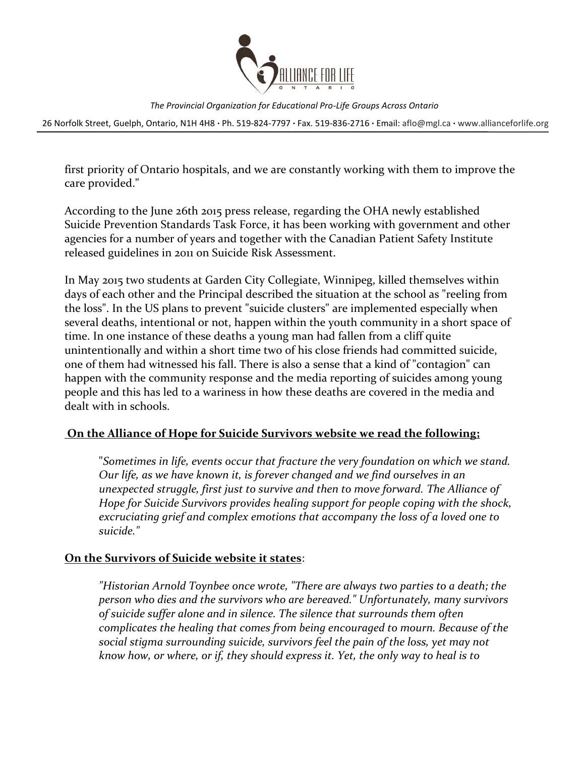first priority of Ontario hospitals, and we are constantly working with them to improve the care provided."

According to the June 26th 2015 press release, regarding the OHA newly established Suicide Prevention Standards Task Force, it has been working with government and other agencies for a number of years and together with the Canadian Patient Safety Institute released guidelines in 2011 on Suicide Risk Assessment.

In May 2015 two students at Garden City Collegiate, Winnipeg, killed themselves within days of each other and the Principal described the situation at the school as "reeling from the loss". In the US plans to prevent "suicide clusters" are implemented especially when several deaths, intentional or not, happen within the youth community in a short space of time. In one instance of these deaths a young man had fallen from a cliff quite unintentionally and within a short time two of his close friends had committed suicide, one of them had witnessed his fall. There is also a sense that a kind of "contagion" can happen with the community response and the media reporting of suicides among young people and this has led to a wariness in how these deaths are covered in the media and dealt with in schools.

**On the Alliance of Hope for Suicide Survivors website we read the following;**

> "*Sometimes in life, events occur that fracture the very foundation on which we stand. Our life, as we have known it, is forever changed and we find ourselves in an unexpected struggle, first just to survive and then to move forward. The Alliance of Hope for Suicide Survivors provides healing support for people coping with the shock, excruciating grief and complex emotions that accompany the loss of a loved one to suicide."*

**On the Survivors of Suicide website it states**:

> *"Historian Arnold Toynbee once wrote, "There are always two parties to a death; the person who dies and the survivors who are bereaved." Unfortunately, many survivors of suicide suffer alone and in silence. The silence that surrounds them often complicates the healing that comes from being encouraged to mourn. Because of the social stigma surrounding suicide, survivors feel the pain of the loss, yet may not know how, or where, or if, they should express it. Yet, the only way to heal is to*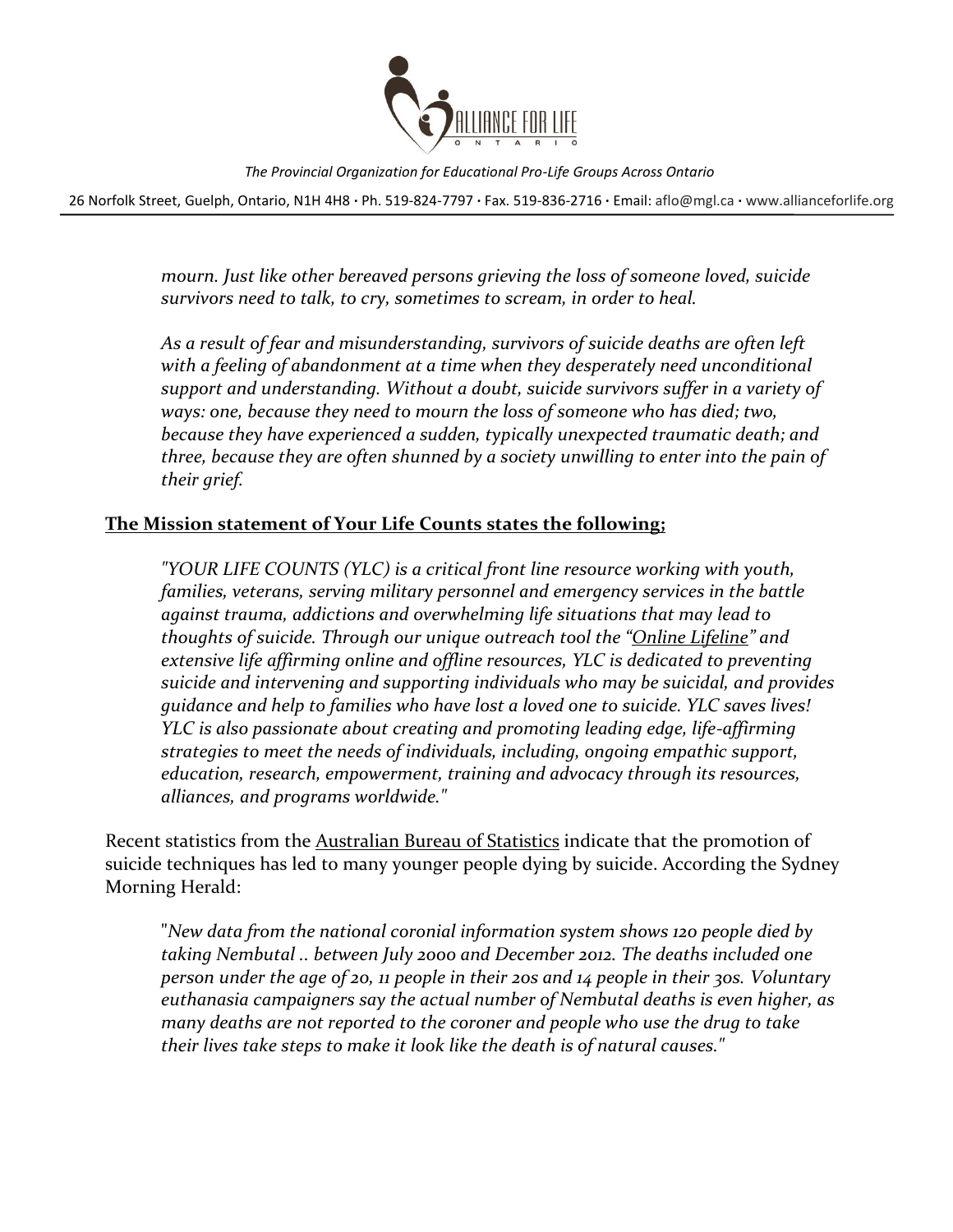*mourn. Just like other bereaved persons grieving the loss of someone loved, suicide survivors need to talk, to cry, sometimes to scream, in order to heal.*

*As a result of fear and misunderstanding, survivors of suicide deaths are often left with a feeling of abandonment at a time when they desperately need unconditional support and understanding. Without a doubt, suicide survivors suffer in a variety of ways: one, because they need to mourn the loss of someone who has died; two, because they have experienced a sudden, typically unexpected traumatic death; and three, because they are often shunned by a society unwilling to enter into the pain of their grief.*

**The Mission statement of Your Life Counts states the following;**

*"YOUR LIFE COUNTS (YLC) is a critical front line resource working with youth, families, veterans, serving military personnel and emergency services in the battle against trauma, addictions and overwhelming life situations that may lead to thoughts of suicide. Through our unique outreach tool the "Online Lifeline" and extensive life affirming online and offline resources, YLC is dedicated to preventing suicide and intervening and supporting individuals who may be suicidal, and provides guidance and help to families who have lost a loved one to suicide. YLC saves lives! YLC is also passionate about creating and promoting leading edge, life-affirming strategies to meet the needs of individuals, including, ongoing empathic support, education, research, empowerment, training and advocacy through its resources, alliances, and programs worldwide."*

Recent statistics from the Australian Bureau of Statistics indicate that the promotion of suicide techniques has led to many younger people dying by suicide. According the Sydney Morning Herald:

"*New data from the national coronial information system shows 120 people died by taking Nembutal .. between July 2000 and December 2012. The deaths included one person under the age of 20, 11 people in their 20s and 14 people in their 30s. Voluntary euthanasia campaigners say the actual number of Nembutal deaths is even higher, as many deaths are not reported to the coroner and people who use the drug to take their lives take steps to make it look like the death is of natural causes."*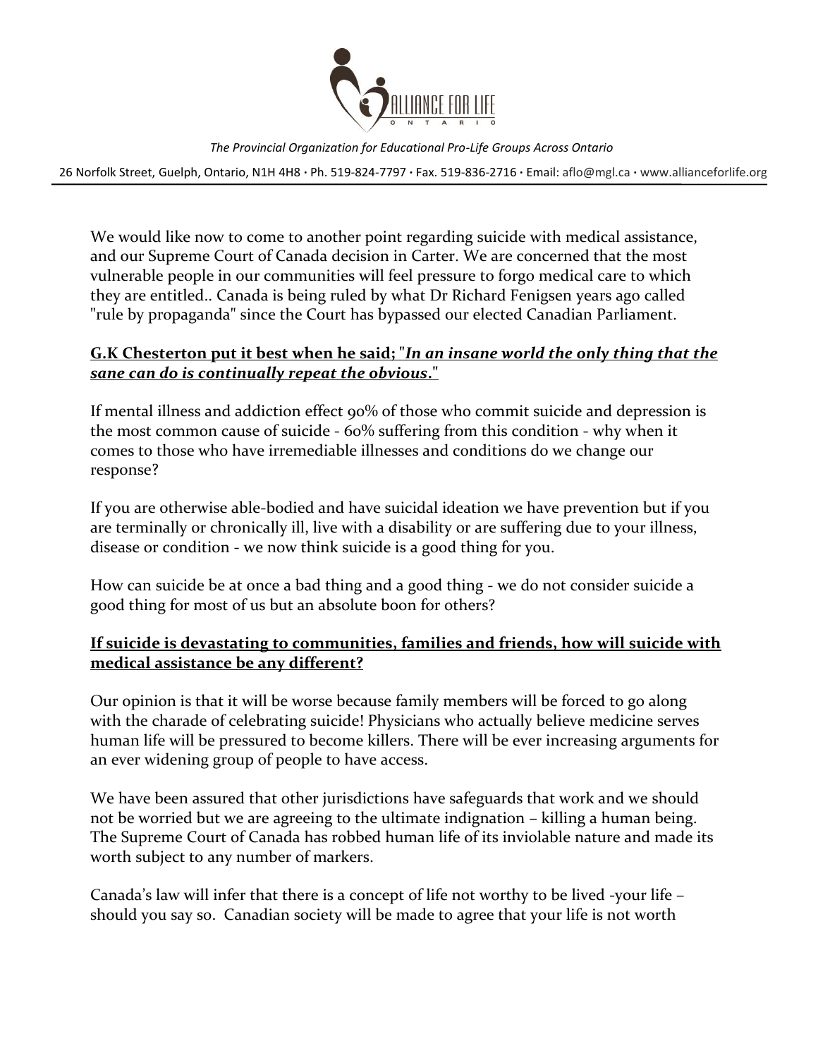We would like now to come to another point regarding suicide with medical assistance, and our Supreme Court of Canada decision in Carter. We are concerned that the most vulnerable people in our communities will feel pressure to forgo medical care to which they are entitled.. Canada is being ruled by what Dr Richard Fenigsen years ago called "rule by propaganda" since the Court has bypassed our elected Canadian Parliament.

<u>**G.K Chesterton put it best when he said; "*In an insane world the only thing that the sane can do is continually repeat the obvious*."**</u>

If mental illness and addiction effect 90% of those who commit suicide and depression is the most common cause of suicide - 60% suffering from this condition - why when it comes to those who have irremediable illnesses and conditions do we change our response?

If you are otherwise able-bodied and have suicidal ideation we have prevention but if you are terminally or chronically ill, live with a disability or are suffering due to your illness, disease or condition - we now think suicide is a good thing for you.

How can suicide be at once a bad thing and a good thing - we do not consider suicide a good thing for most of us but an absolute boon for others?

<u>**If suicide is devastating to communities, families and friends, how will suicide with medical assistance be any different?**</u>

Our opinion is that it will be worse because family members will be forced to go along with the charade of celebrating suicide! Physicians who actually believe medicine serves human life will be pressured to become killers. There will be ever increasing arguments for an ever widening group of people to have access.

We have been assured that other jurisdictions have safeguards that work and we should not be worried but we are agreeing to the ultimate indignation – killing a human being. The Supreme Court of Canada has robbed human life of its inviolable nature and made its worth subject to any number of markers.

Canada's law will infer that there is a concept of life not worthy to be lived -your life – should you say so. Canadian society will be made to agree that your life is not worth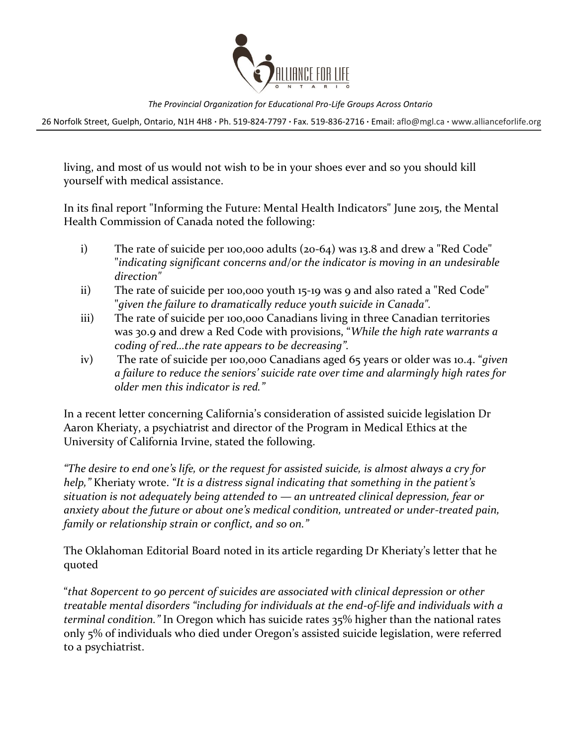living, and most of us would not wish to be in your shoes ever and so you should kill yourself with medical assistance.

In its final report "Informing the Future: Mental Health Indicators" June 2015, the Mental Health Commission of Canada noted the following:

i) The rate of suicide per 100,000 adults (20-64) was 13.8 and drew a "Red Code" "*indicating significant concerns and/or the indicator is moving in an undesirable direction*"

ii) The rate of suicide per 100,000 youth 15-19 was 9 and also rated a "Red Code" "*given the failure to dramatically reduce youth suicide in Canada*".

iii) The rate of suicide per 100,000 Canadians living in three Canadian territories was 30.9 and drew a Red Code with provisions, "*While the high rate warrants a coding of red…the rate appears to be decreasing*".

iv) The rate of suicide per 100,000 Canadians aged 65 years or older was 10.4. "*given a failure to reduce the seniors' suicide rate over time and alarmingly high rates for older men this indicator is red.*"

In a recent letter concerning California's consideration of assisted suicide legislation Dr Aaron Kheriaty, a psychiatrist and director of the Program in Medical Ethics at the University of California Irvine, stated the following.

*"The desire to end one's life, or the request for assisted suicide, is almost always a cry for help,"* Kheriaty wrote. *"It is a distress signal indicating that something in the patient's situation is not adequately being attended to — an untreated clinical depression, fear or anxiety about the future or about one's medical condition, untreated or under-treated pain, family or relationship strain or conflict, and so on."*

The Oklahoman Editorial Board noted in its article regarding Dr Kheriaty's letter that he quoted

"*that 80percent to 90 percent of suicides are associated with clinical depression or other treatable mental disorders "including for individuals at the end-of-life and individuals with a terminal condition."* In Oregon which has suicide rates 35% higher than the national rates only 5% of individuals who died under Oregon's assisted suicide legislation, were referred to a psychiatrist.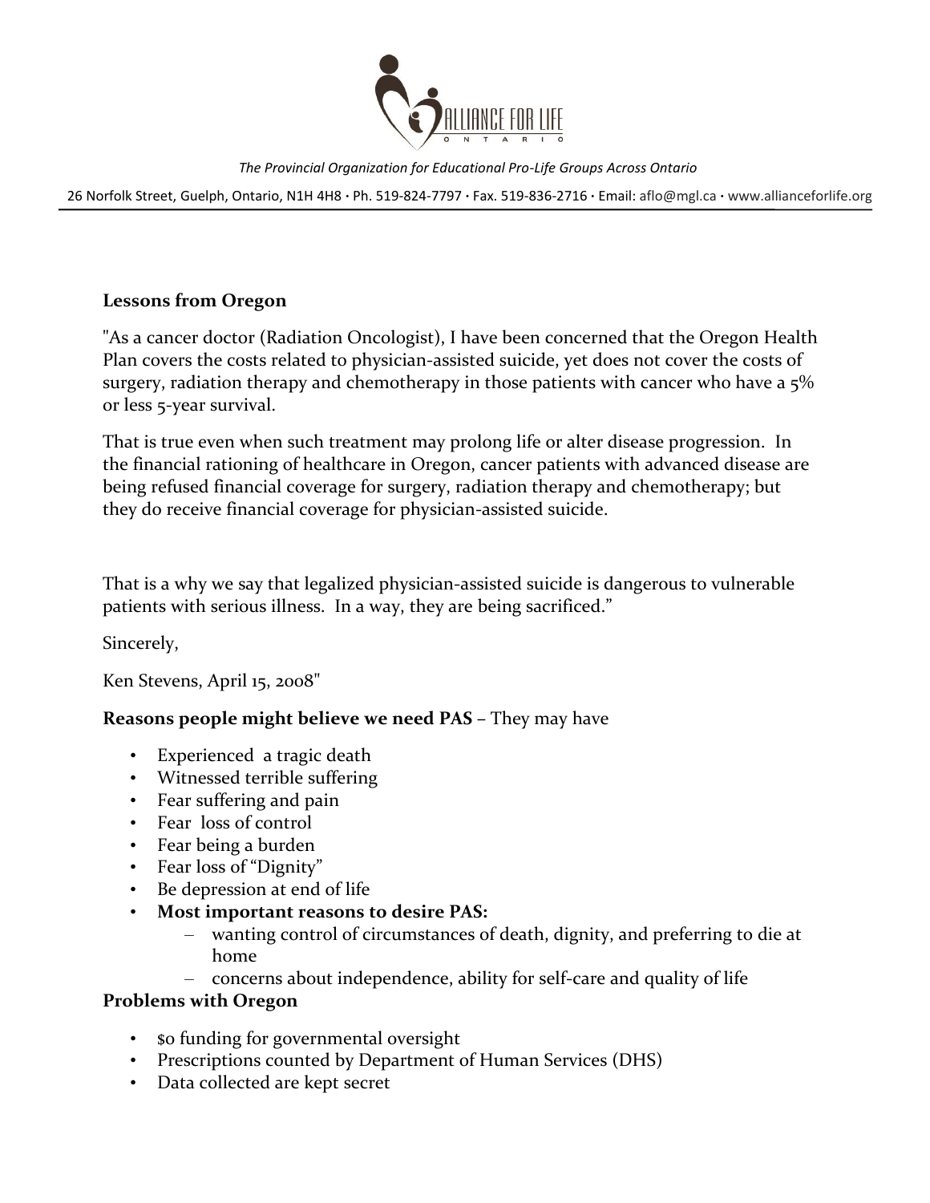**Lessons from Oregon**

"As a cancer doctor (Radiation Oncologist), I have been concerned that the Oregon Health Plan covers the costs related to physician-assisted suicide, yet does not cover the costs of surgery, radiation therapy and chemotherapy in those patients with cancer who have a 5% or less 5-year survival.

That is true even when such treatment may prolong life or alter disease progression. In the financial rationing of healthcare in Oregon, cancer patients with advanced disease are being refused financial coverage for surgery, radiation therapy and chemotherapy; but they do receive financial coverage for physician-assisted suicide.

That is a why we say that legalized physician-assisted suicide is dangerous to vulnerable patients with serious illness. In a way, they are being sacrificed."

Sincerely,

Ken Stevens, April 15, 2008"

**Reasons people might believe we need PAS** – They may have

- Experienced a tragic death
- Witnessed terrible suffering
- Fear suffering and pain
- Fear loss of control
- Fear being a burden
- Fear loss of "Dignity"
- Be depression at end of life
- **Most important reasons to desire PAS:**
  - wanting control of circumstances of death, dignity, and preferring to die at home
  - concerns about independence, ability for self-care and quality of life

**Problems with Oregon**

- $0 funding for governmental oversight
- Prescriptions counted by Department of Human Services (DHS)
- Data collected are kept secret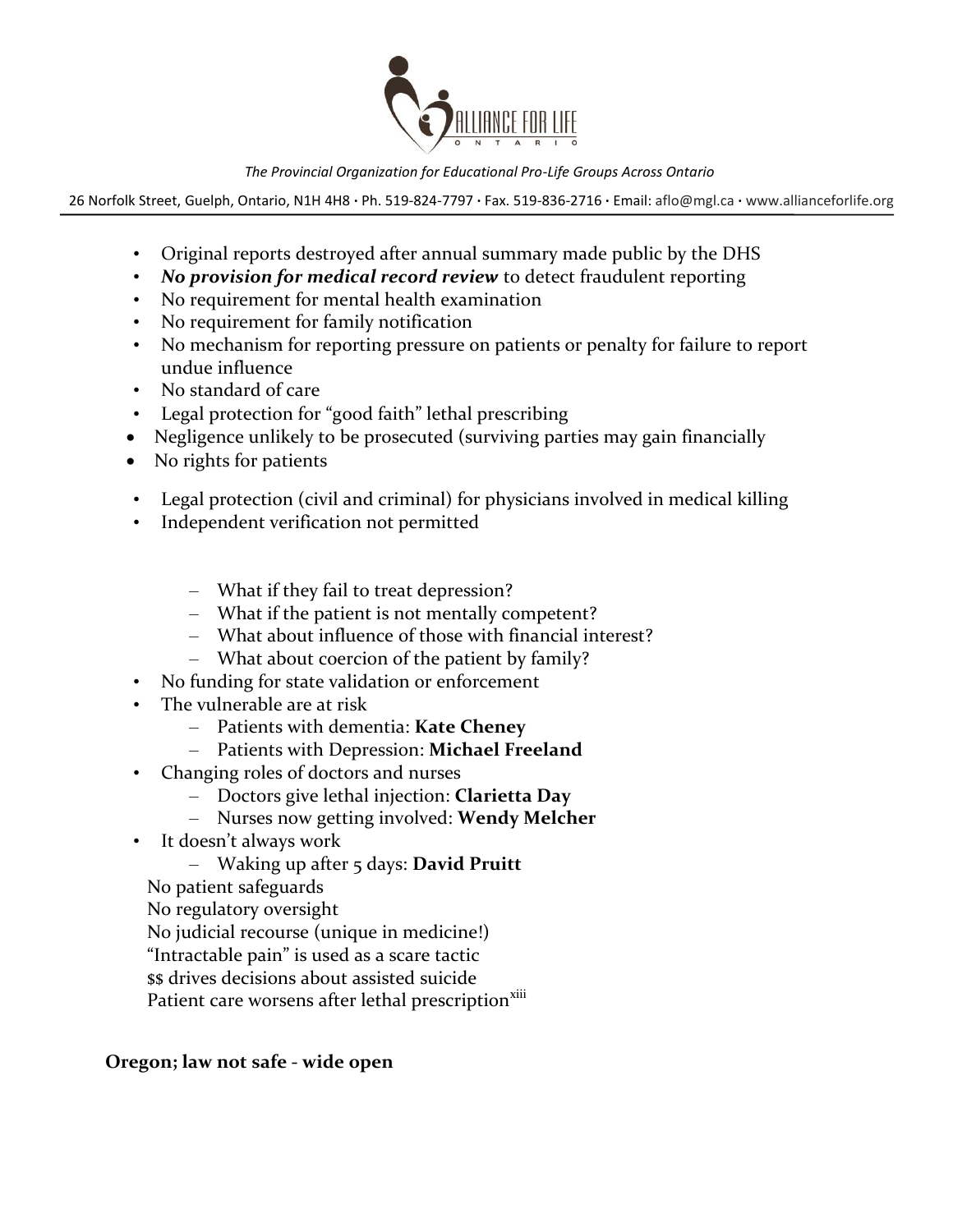- Original reports destroyed after annual summary made public by the DHS
- ***No provision for medical record review*** to detect fraudulent reporting
- No requirement for mental health examination
- No requirement for family notification
- No mechanism for reporting pressure on patients or penalty for failure to report undue influence
- No standard of care
- Legal protection for "good faith" lethal prescribing
- Negligence unlikely to be prosecuted (surviving parties may gain financially
- No rights for patients
- Legal protection (civil and criminal) for physicians involved in medical killing
- Independent verification not permitted
  - What if they fail to treat depression?
  - What if the patient is not mentally competent?
  - What about influence of those with financial interest?
  - What about coercion of the patient by family?
- No funding for state validation or enforcement
- The vulnerable are at risk
  - Patients with dementia: **Kate Cheney**
  - Patients with Depression: **Michael Freeland**
- Changing roles of doctors and nurses
  - Doctors give lethal injection: **Clarietta Day**
  - Nurses now getting involved: **Wendy Melcher**
- It doesn't always work
  - Waking up after 5 days: **David Pruitt**

No patient safeguards
No regulatory oversight
No judicial recourse (unique in medicine!)
"Intractable pain" is used as a scare tactic
$$ drives decisions about assisted suicide
Patient care worsens after lethal prescription[xiii]

**Oregon; law not safe - wide open**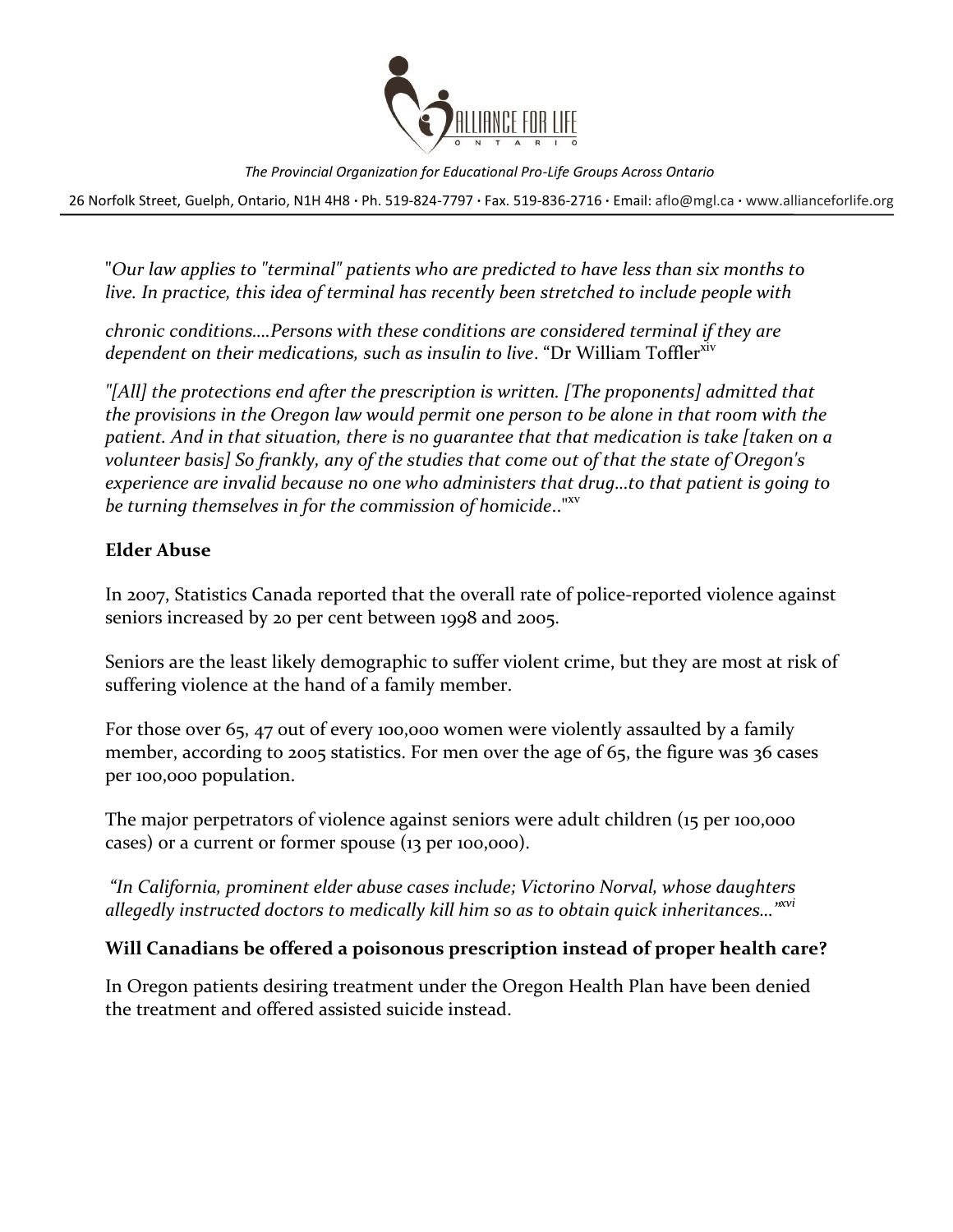"*Our law applies to "terminal" patients who are predicted to have less than six months to live. In practice, this idea of terminal has recently been stretched to include people with*

*chronic conditions....Persons with these conditions are considered terminal if they are dependent on their medications, such as insulin to live*. "Dr William Toffler[xiv]

*"[All] the protections end after the prescription is written. [The proponents] admitted that the provisions in the Oregon law would permit one person to be alone in that room with the patient. And in that situation, there is no guarantee that that medication is take [taken on a volunteer basis] So frankly, any of the studies that come out of that the state of Oregon's experience are invalid because no one who administers that drug...to that patient is going to be turning themselves in for the commission of homicide*.."[xv]

**Elder Abuse**

In 2007, Statistics Canada reported that the overall rate of police-reported violence against seniors increased by 20 per cent between 1998 and 2005.

Seniors are the least likely demographic to suffer violent crime, but they are most at risk of suffering violence at the hand of a family member.

For those over 65, 47 out of every 100,000 women were violently assaulted by a family member, according to 2005 statistics. For men over the age of 65, the figure was 36 cases per 100,000 population.

The major perpetrators of violence against seniors were adult children (15 per 100,000 cases) or a current or former spouse (13 per 100,000).

*"In California, prominent elder abuse cases include; Victorino Norval, whose daughters allegedly instructed doctors to medically kill him so as to obtain quick inheritances..."*[xvi]

**Will Canadians be offered a poisonous prescription instead of proper health care?**

In Oregon patients desiring treatment under the Oregon Health Plan have been denied the treatment and offered assisted suicide instead.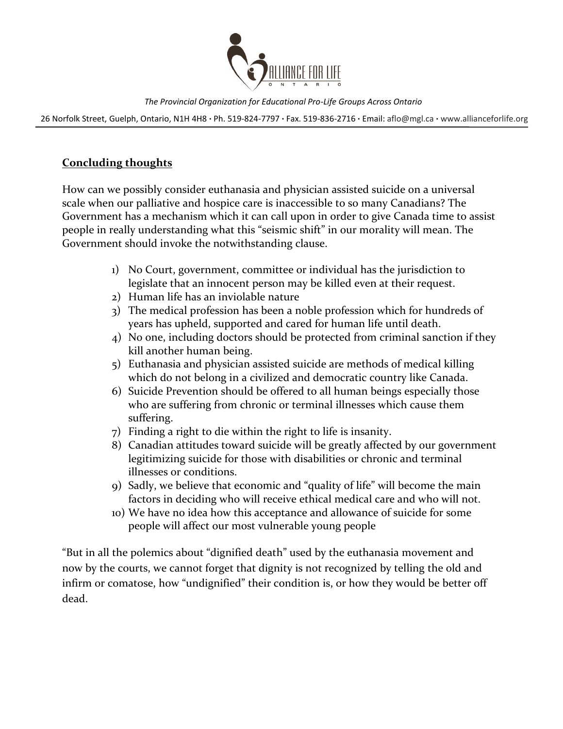## **Concluding thoughts**

How can we possibly consider euthanasia and physician assisted suicide on a universal scale when our palliative and hospice care is inaccessible to so many Canadians? The Government has a mechanism which it can call upon in order to give Canada time to assist people in really understanding what this "seismic shift" in our morality will mean. The Government should invoke the notwithstanding clause.

1) No Court, government, committee or individual has the jurisdiction to legislate that an innocent person may be killed even at their request.
2) Human life has an inviolable nature
3) The medical profession has been a noble profession which for hundreds of years has upheld, supported and cared for human life until death.
4) No one, including doctors should be protected from criminal sanction if they kill another human being.
5) Euthanasia and physician assisted suicide are methods of medical killing which do not belong in a civilized and democratic country like Canada.
6) Suicide Prevention should be offered to all human beings especially those who are suffering from chronic or terminal illnesses which cause them suffering.
7) Finding a right to die within the right to life is insanity.
8) Canadian attitudes toward suicide will be greatly affected by our government legitimizing suicide for those with disabilities or chronic and terminal illnesses or conditions.
9) Sadly, we believe that economic and "quality of life" will become the main factors in deciding who will receive ethical medical care and who will not.
10) We have no idea how this acceptance and allowance of suicide for some people will affect our most vulnerable young people

"But in all the polemics about "dignified death" used by the euthanasia movement and now by the courts, we cannot forget that dignity is not recognized by telling the old and infirm or comatose, how "undignified" their condition is, or how they would be better off dead.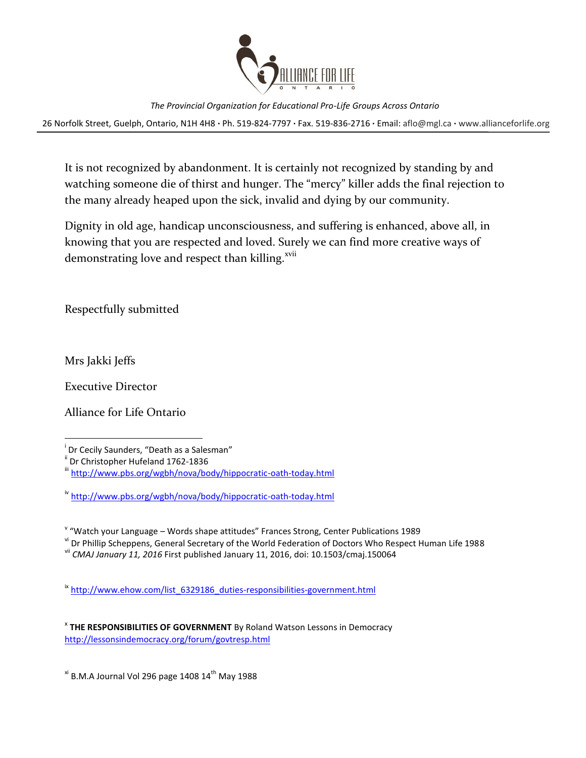It is not recognized by abandonment. It is certainly not recognized by standing by and watching someone die of thirst and hunger. The "mercy" killer adds the final rejection to the many already heaped upon the sick, invalid and dying by our community.

Dignity in old age, handicap unconsciousness, and suffering is enhanced, above all, in knowing that you are respected and loved. Surely we can find more creative ways of demonstrating love and respect than killing.[xvii]

Respectfully submitted

Mrs Jakki Jeffs

Executive Director

Alliance for Life Ontario

---

[i] Dr Cecily Saunders, "Death as a Salesman"

[ii] Dr Christopher Hufeland 1762-1836

[iii] http://www.pbs.org/wgbh/nova/body/hippocratic-oath-today.html

[iv] http://www.pbs.org/wgbh/nova/body/hippocratic-oath-today.html

[v] "Watch your Language – Words shape attitudes" Frances Strong, Center Publications 1989

[vi] Dr Phillip Scheppens, General Secretary of the World Federation of Doctors Who Respect Human Life 1988

[vii] *CMAJ January 11, 2016* First published January 11, 2016, doi: 10.1503/cmaj.150064

[ix] http://www.ehow.com/list_6329186_duties-responsibilities-government.html

[x] **THE RESPONSIBILITIES OF GOVERNMENT** By Roland Watson Lessons in Democracy http://lessonsindemocracy.org/forum/govtresp.html

[xi] B.M.A Journal Vol 296 page 1408 14th May 1988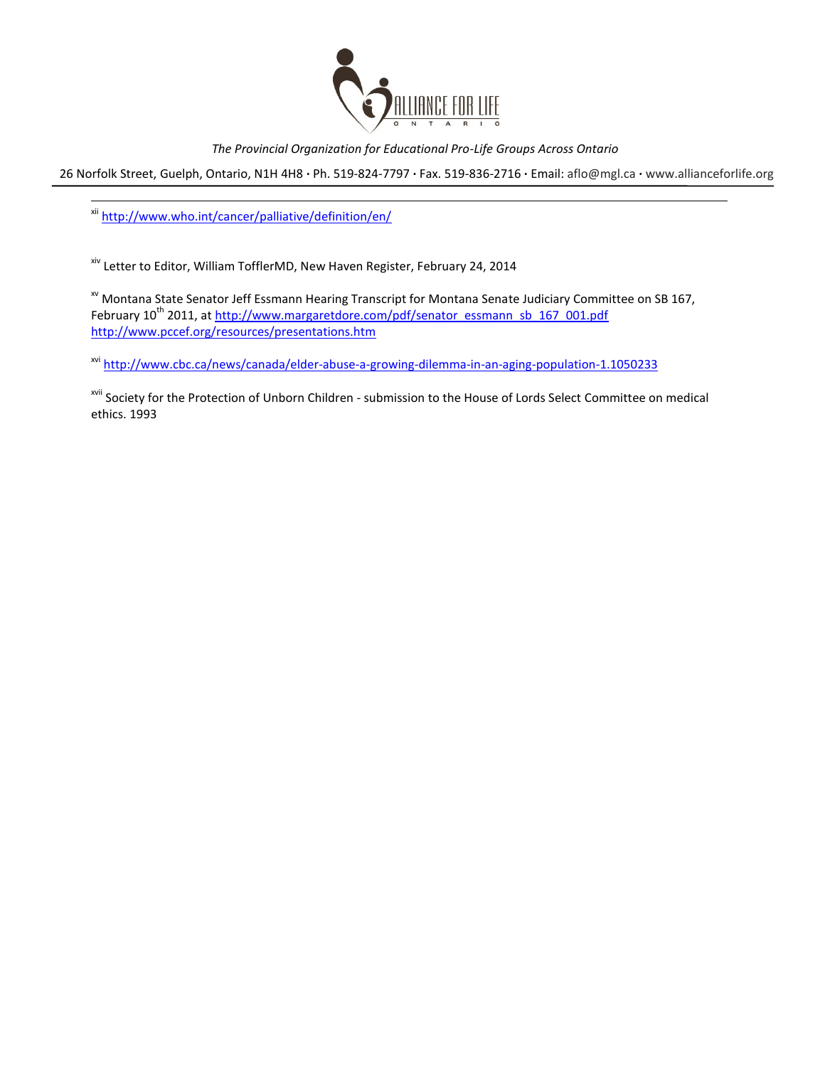[xii] http://www.who.int/cancer/palliative/definition/en/

[xiv] Letter to Editor, William TofflerMD, New Haven Register, February 24, 2014

[xv] Montana State Senator Jeff Essmann Hearing Transcript for Montana Senate Judiciary Committee on SB 167, February 10th 2011, at http://www.margaretdore.com/pdf/senator_essmann_sb_167_001.pdf http://www.pccef.org/resources/presentations.htm

[xvi] http://www.cbc.ca/news/canada/elder-abuse-a-growing-dilemma-in-an-aging-population-1.1050233

[xvii] Society for the Protection of Unborn Children - submission to the House of Lords Select Committee on medical ethics. 1993